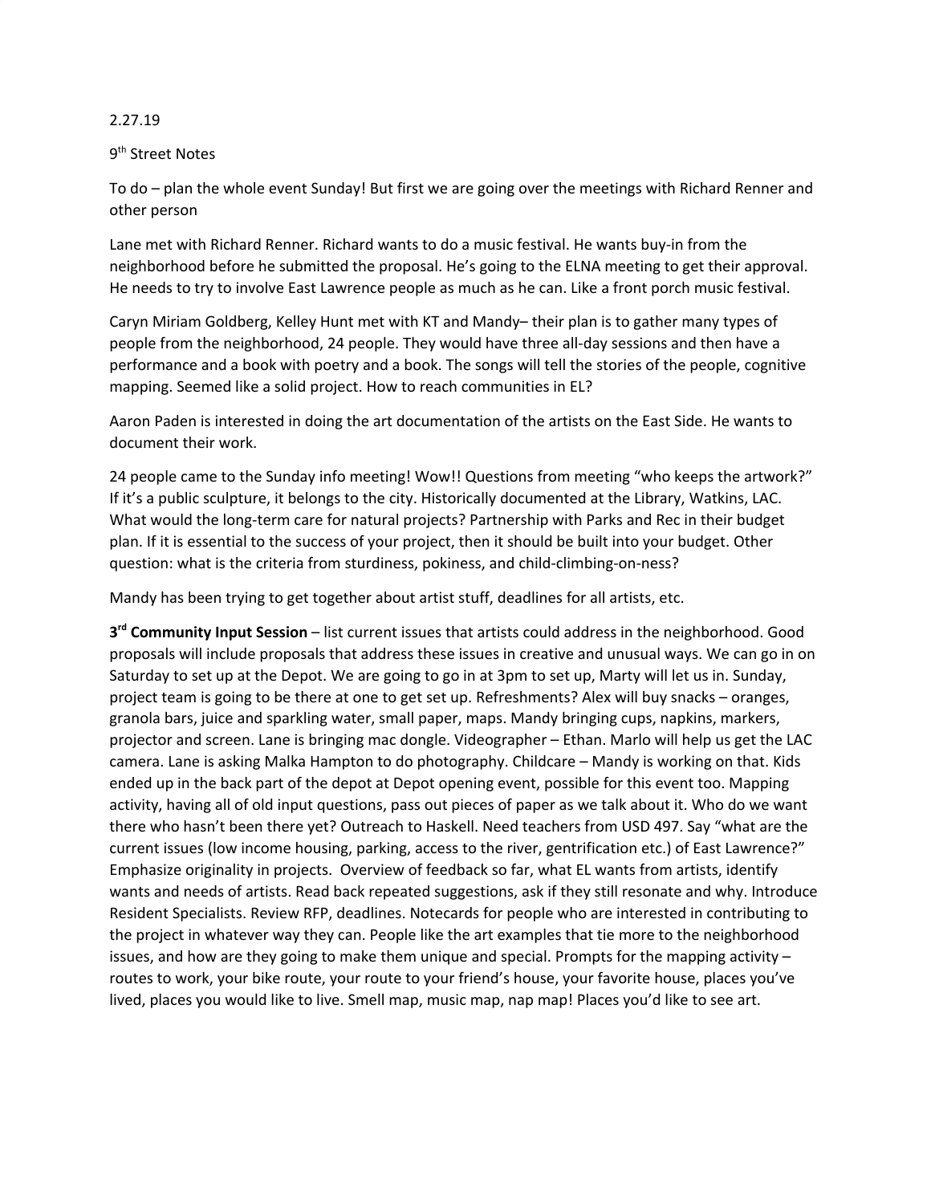2.27.19

9th Street Notes

To do – plan the whole event Sunday! But first we are going over the meetings with Richard Renner and other person

Lane met with Richard Renner. Richard wants to do a music festival. He wants buy-in from the neighborhood before he submitted the proposal. He's going to the ELNA meeting to get their approval. He needs to try to involve East Lawrence people as much as he can. Like a front porch music festival.

Caryn Miriam Goldberg, Kelley Hunt met with KT and Mandy– their plan is to gather many types of people from the neighborhood, 24 people. They would have three all-day sessions and then have a performance and a book with poetry and a book. The songs will tell the stories of the people, cognitive mapping. Seemed like a solid project. How to reach communities in EL?

Aaron Paden is interested in doing the art documentation of the artists on the East Side. He wants to document their work.

24 people came to the Sunday info meeting! Wow!! Questions from meeting "who keeps the artwork?" If it's a public sculpture, it belongs to the city. Historically documented at the Library, Watkins, LAC. What would the long-term care for natural projects? Partnership with Parks and Rec in their budget plan. If it is essential to the success of your project, then it should be built into your budget. Other question: what is the criteria from sturdiness, pokiness, and child-climbing-on-ness?

Mandy has been trying to get together about artist stuff, deadlines for all artists, etc.

**3rd Community Input Session** – list current issues that artists could address in the neighborhood. Good proposals will include proposals that address these issues in creative and unusual ways. We can go in on Saturday to set up at the Depot. We are going to go in at 3pm to set up, Marty will let us in. Sunday, project team is going to be there at one to get set up. Refreshments? Alex will buy snacks – oranges, granola bars, juice and sparkling water, small paper, maps. Mandy bringing cups, napkins, markers, projector and screen. Lane is bringing mac dongle. Videographer – Ethan. Marlo will help us get the LAC camera. Lane is asking Malka Hampton to do photography. Childcare – Mandy is working on that. Kids ended up in the back part of the depot at Depot opening event, possible for this event too. Mapping activity, having all of old input questions, pass out pieces of paper as we talk about it. Who do we want there who hasn't been there yet? Outreach to Haskell. Need teachers from USD 497. Say "what are the current issues (low income housing, parking, access to the river, gentrification etc.) of East Lawrence?" Emphasize originality in projects. Overview of feedback so far, what EL wants from artists, identify wants and needs of artists. Read back repeated suggestions, ask if they still resonate and why. Introduce Resident Specialists. Review RFP, deadlines. Notecards for people who are interested in contributing to the project in whatever way they can. People like the art examples that tie more to the neighborhood issues, and how are they going to make them unique and special. Prompts for the mapping activity – routes to work, your bike route, your route to your friend's house, your favorite house, places you've lived, places you would like to live. Smell map, music map, nap map! Places you'd like to see art.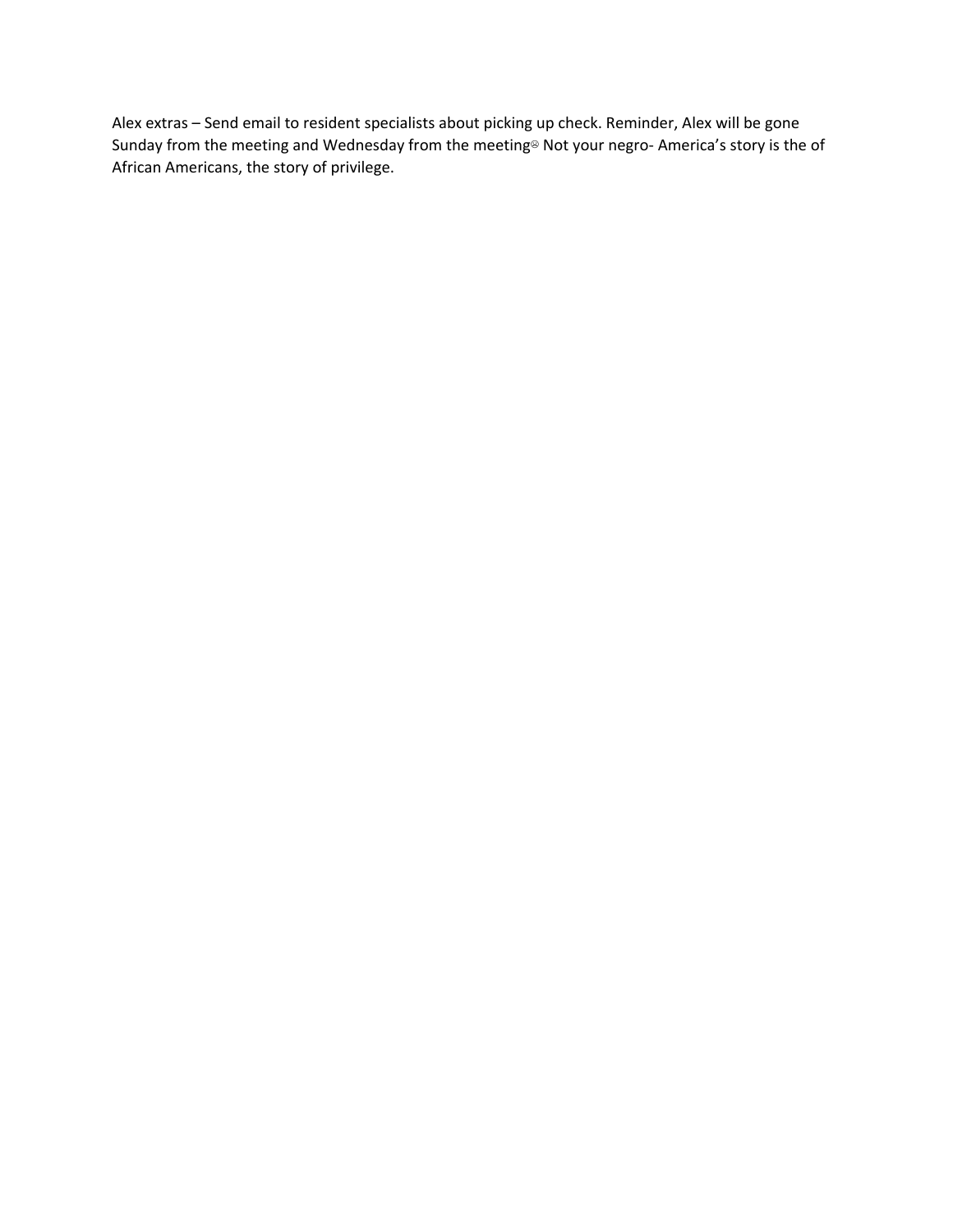Alex extras – Send email to resident specialists about picking up check. Reminder, Alex will be gone Sunday from the meeting and Wednesday from the meeting☹ Not your negro- America's story is the of African Americans, the story of privilege.